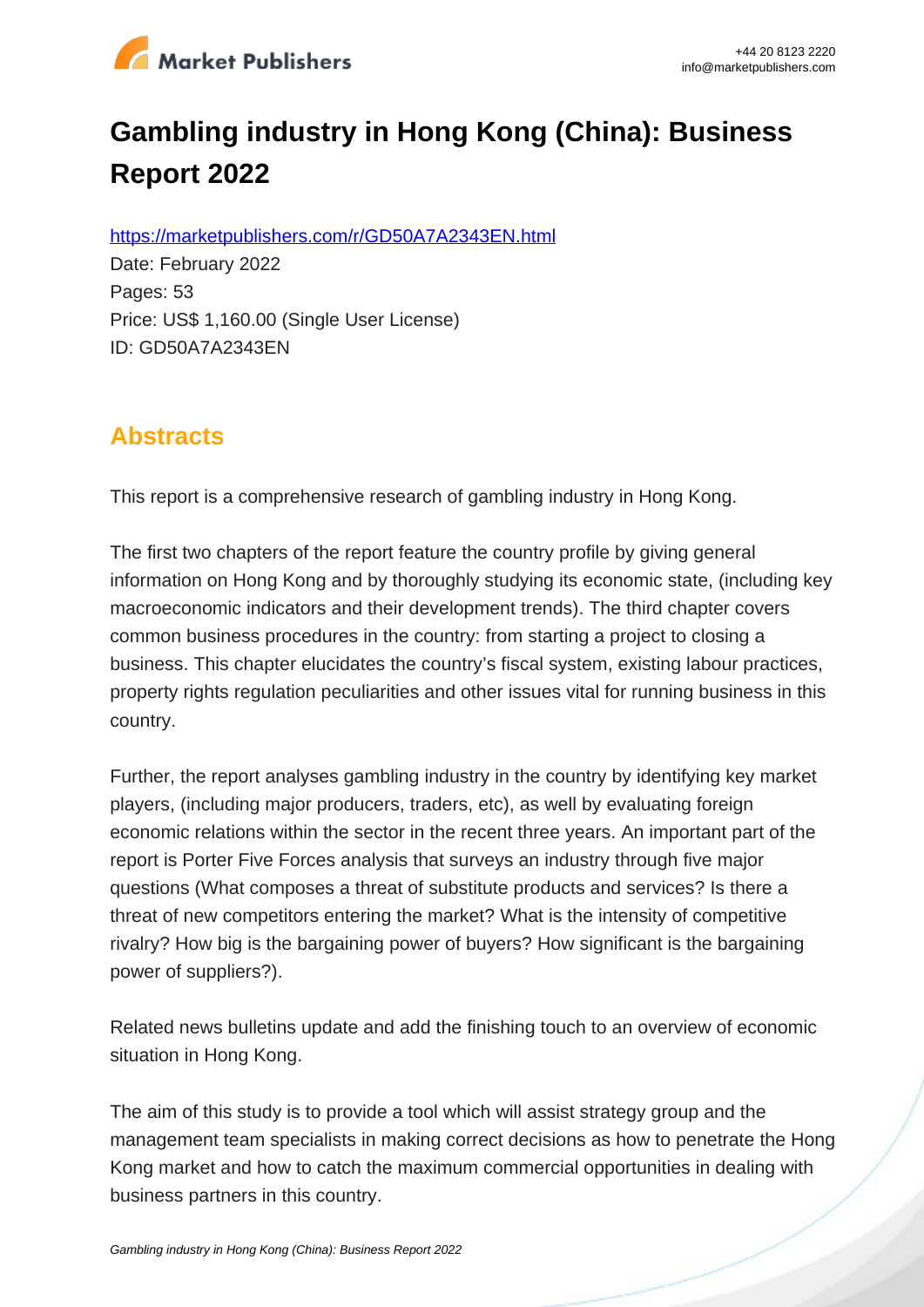# Gambling industry in Hong Kong (China): Business Report 2022

https://marketpublishers.com/r/GD50A7A2343EN.html

Date: February 2022

Pages: 53

Price: US$ 1,160.00 (Single User License)

ID: GD50A7A2343EN

## Abstracts

This report is a comprehensive research of gambling industry in Hong Kong.

The first two chapters of the report feature the country profile by giving general information on Hong Kong and by thoroughly studying its economic state, (including key macroeconomic indicators and their development trends). The third chapter covers common business procedures in the country: from starting a project to closing a business. This chapter elucidates the country's fiscal system, existing labour practices, property rights regulation peculiarities and other issues vital for running business in this country.

Further, the report analyses gambling industry in the country by identifying key market players, (including major producers, traders, etc), as well by evaluating foreign economic relations within the sector in the recent three years. An important part of the report is Porter Five Forces analysis that surveys an industry through five major questions (What composes a threat of substitute products and services? Is there a threat of new competitors entering the market? What is the intensity of competitive rivalry? How big is the bargaining power of buyers? How significant is the bargaining power of suppliers?).

Related news bulletins update and add the finishing touch to an overview of economic situation in Hong Kong.

The aim of this study is to provide a tool which will assist strategy group and the management team specialists in making correct decisions as how to penetrate the Hong Kong market and how to catch the maximum commercial opportunities in dealing with business partners in this country.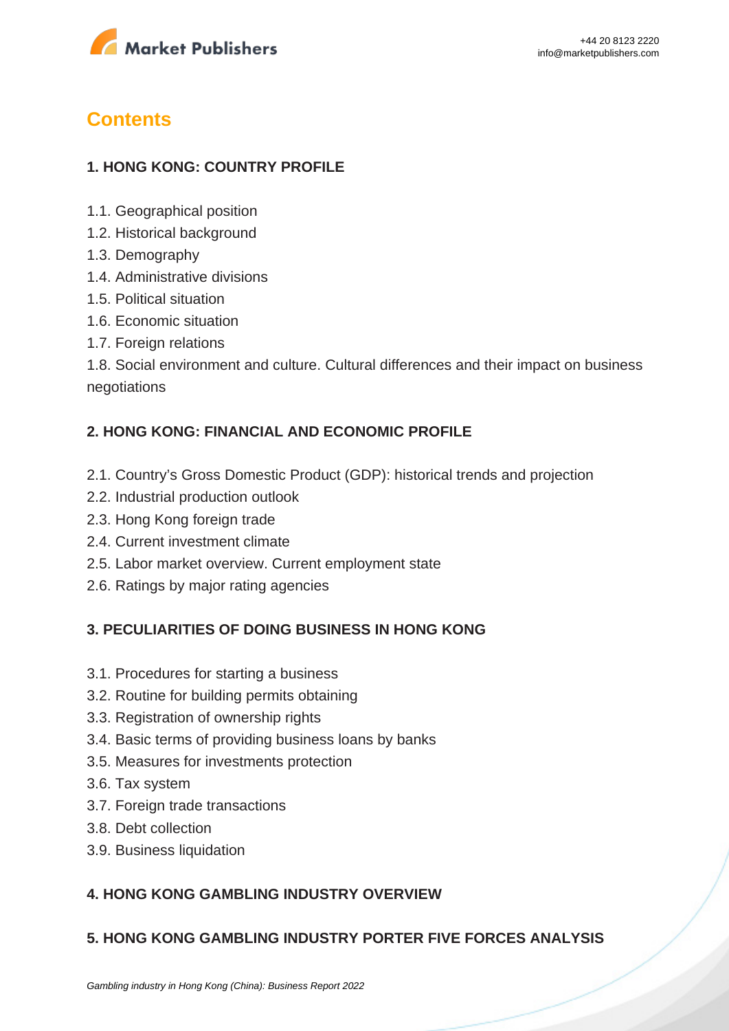# Contents

## 1. HONG KONG: COUNTRY PROFILE

1.1. Geographical position
1.2. Historical background
1.3. Demography
1.4. Administrative divisions
1.5. Political situation
1.6. Economic situation
1.7. Foreign relations
1.8. Social environment and culture. Cultural differences and their impact on business negotiations

## 2. HONG KONG: FINANCIAL AND ECONOMIC PROFILE

2.1. Country's Gross Domestic Product (GDP): historical trends and projection
2.2. Industrial production outlook
2.3. Hong Kong foreign trade
2.4. Current investment climate
2.5. Labor market overview. Current employment state
2.6. Ratings by major rating agencies

## 3. PECULIARITIES OF DOING BUSINESS IN HONG KONG

3.1. Procedures for starting a business
3.2. Routine for building permits obtaining
3.3. Registration of ownership rights
3.4. Basic terms of providing business loans by banks
3.5. Measures for investments protection
3.6. Tax system
3.7. Foreign trade transactions
3.8. Debt collection
3.9. Business liquidation

## 4. HONG KONG GAMBLING INDUSTRY OVERVIEW

## 5. HONG KONG GAMBLING INDUSTRY PORTER FIVE FORCES ANALYSIS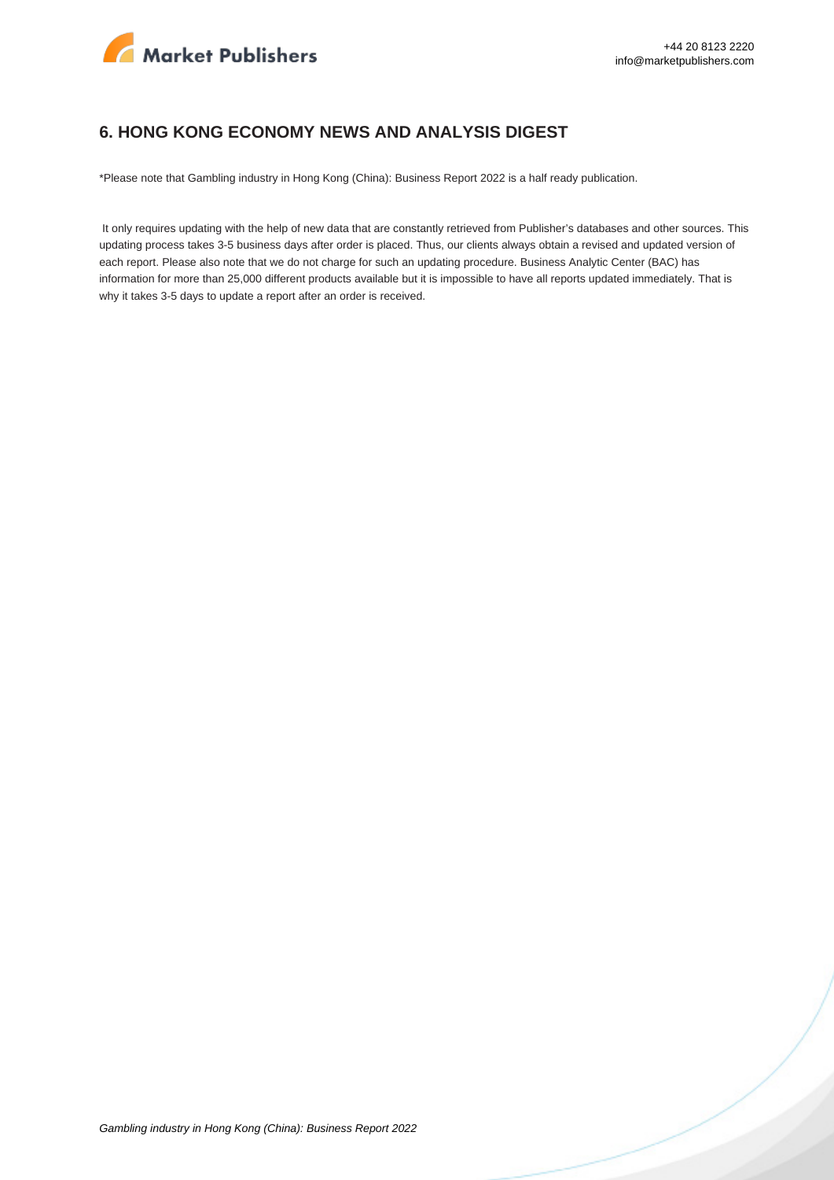## 6. HONG KONG ECONOMY NEWS AND ANALYSIS DIGEST

*Please note that Gambling industry in Hong Kong (China): Business Report 2022 is a half ready publication.

It only requires updating with the help of new data that are constantly retrieved from Publisher's databases and other sources. This updating process takes 3-5 business days after order is placed. Thus, our clients always obtain a revised and updated version of each report. Please also note that we do not charge for such an updating procedure. Business Analytic Center (BAC) has information for more than 25,000 different products available but it is impossible to have all reports updated immediately. That is why it takes 3-5 days to update a report after an order is received.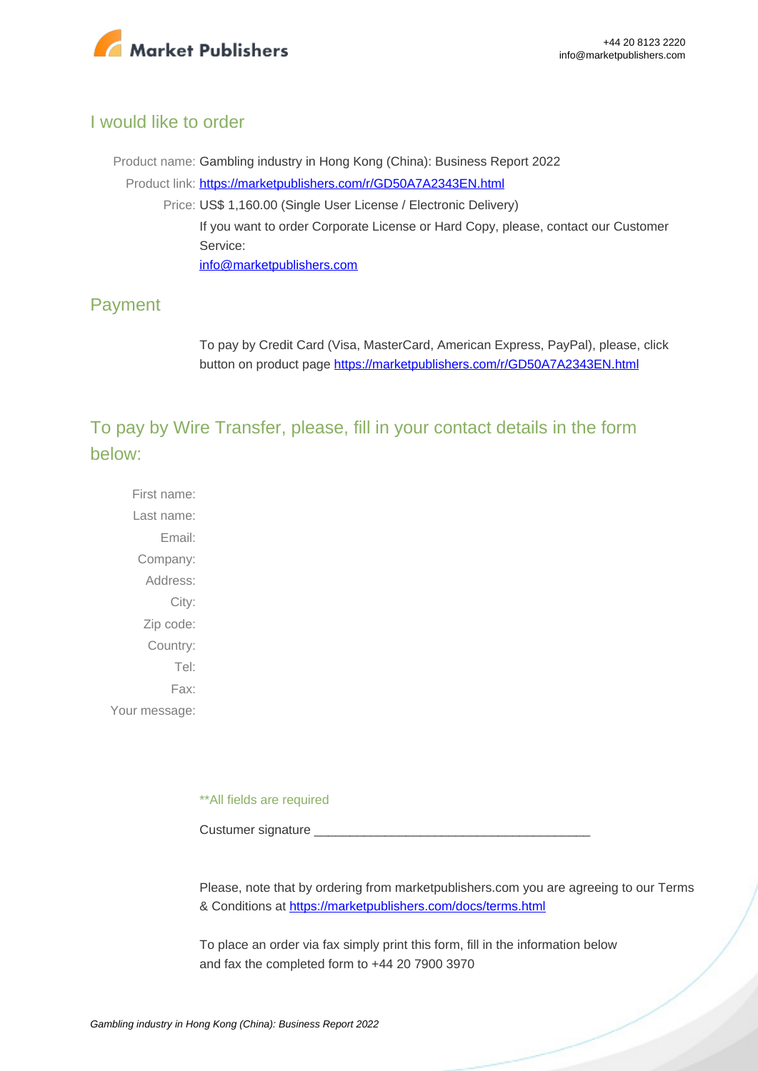## I would like to order

Product name: Gambling industry in Hong Kong (China): Business Report 2022

Product link: https://marketpublishers.com/r/GD50A7A2343EN.html

Price: US$ 1,160.00 (Single User License / Electronic Delivery)

If you want to order Corporate License or Hard Copy, please, contact our Customer Service:

info@marketpublishers.com

## Payment

To pay by Credit Card (Visa, MasterCard, American Express, PayPal), please, click button on product page https://marketpublishers.com/r/GD50A7A2343EN.html

## To pay by Wire Transfer, please, fill in your contact details in the form below:

First name:

Last name:

Email:

Company:

Address:

City:

Zip code:

Country:

Tel:

Fax:

Your message:

**All fields are required

Custumer signature _______________________________________

Please, note that by ordering from marketpublishers.com you are agreeing to our Terms & Conditions at https://marketpublishers.com/docs/terms.html

To place an order via fax simply print this form, fill in the information below and fax the completed form to +44 20 7900 3970